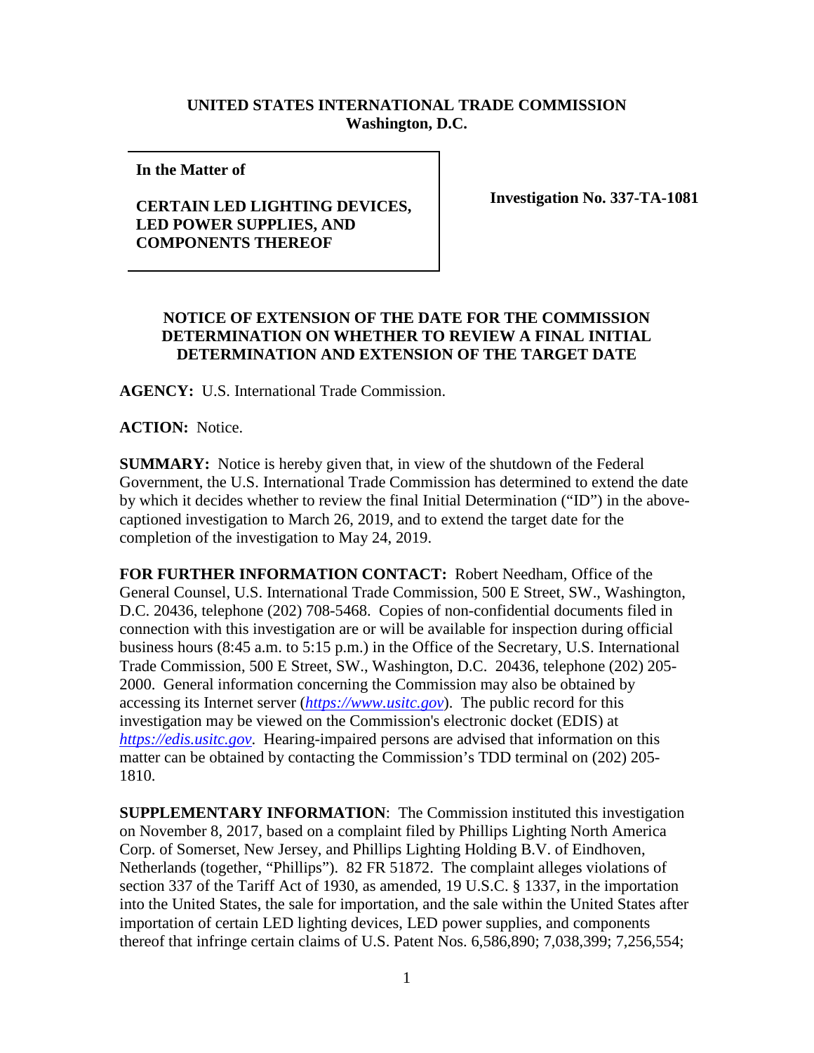**UNITED STATES INTERNATIONAL TRADE COMMISSION**
**Washington, D.C.**

**In the Matter of**

**CERTAIN LED LIGHTING DEVICES, LED POWER SUPPLIES, AND COMPONENTS THEREOF**

**Investigation No. 337-TA-1081**

**NOTICE OF EXTENSION OF THE DATE FOR THE COMMISSION DETERMINATION ON WHETHER TO REVIEW A FINAL INITIAL DETERMINATION AND EXTENSION OF THE TARGET DATE**

**AGENCY:** U.S. International Trade Commission.

**ACTION:** Notice.

**SUMMARY:** Notice is hereby given that, in view of the shutdown of the Federal Government, the U.S. International Trade Commission has determined to extend the date by which it decides whether to review the final Initial Determination ("ID") in the above-captioned investigation to March 26, 2019, and to extend the target date for the completion of the investigation to May 24, 2019.

**FOR FURTHER INFORMATION CONTACT:** Robert Needham, Office of the General Counsel, U.S. International Trade Commission, 500 E Street, SW., Washington, D.C. 20436, telephone (202) 708-5468. Copies of non-confidential documents filed in connection with this investigation are or will be available for inspection during official business hours (8:45 a.m. to 5:15 p.m.) in the Office of the Secretary, U.S. International Trade Commission, 500 E Street, SW., Washington, D.C. 20436, telephone (202) 205-2000. General information concerning the Commission may also be obtained by accessing its Internet server (*https://www.usitc.gov*). The public record for this investigation may be viewed on the Commission's electronic docket (EDIS) at *https://edis.usitc.gov*. Hearing-impaired persons are advised that information on this matter can be obtained by contacting the Commission's TDD terminal on (202) 205-1810.

**SUPPLEMENTARY INFORMATION**: The Commission instituted this investigation on November 8, 2017, based on a complaint filed by Phillips Lighting North America Corp. of Somerset, New Jersey, and Phillips Lighting Holding B.V. of Eindhoven, Netherlands (together, "Phillips"). 82 FR 51872. The complaint alleges violations of section 337 of the Tariff Act of 1930, as amended, 19 U.S.C. § 1337, in the importation into the United States, the sale for importation, and the sale within the United States after importation of certain LED lighting devices, LED power supplies, and components thereof that infringe certain claims of U.S. Patent Nos. 6,586,890; 7,038,399; 7,256,554;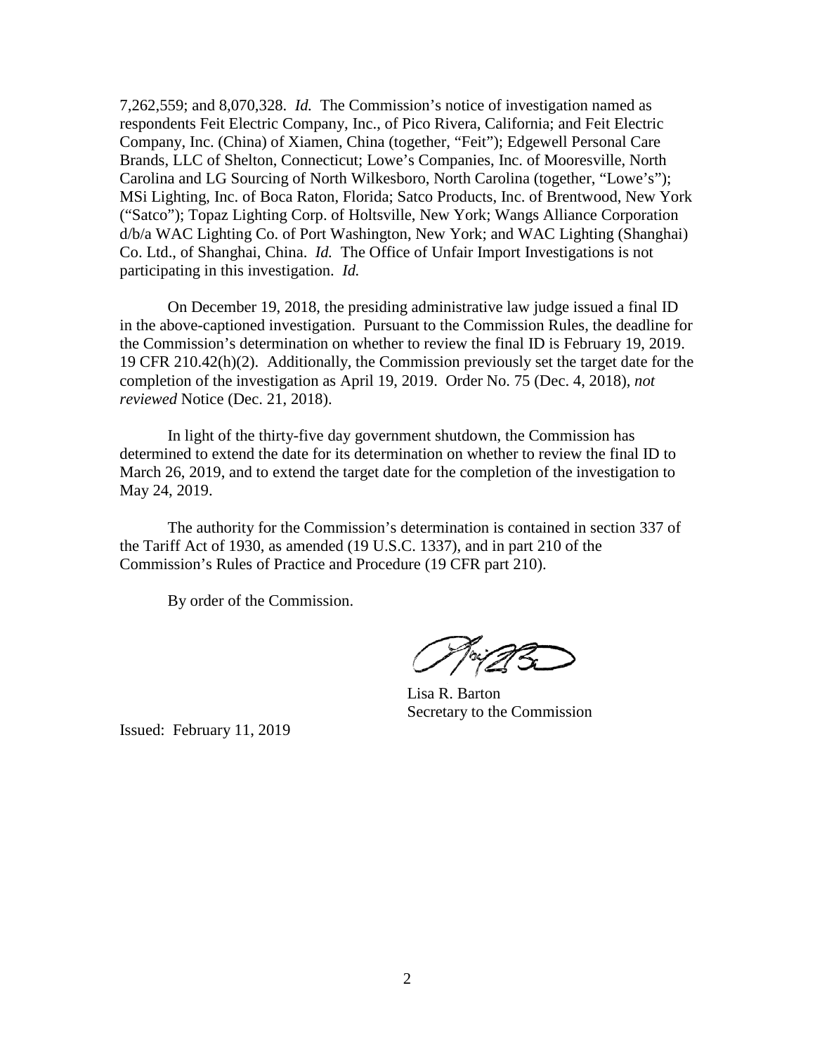7,262,559; and 8,070,328. *Id.* The Commission's notice of investigation named as respondents Feit Electric Company, Inc., of Pico Rivera, California; and Feit Electric Company, Inc. (China) of Xiamen, China (together, "Feit"); Edgewell Personal Care Brands, LLC of Shelton, Connecticut; Lowe's Companies, Inc. of Mooresville, North Carolina and LG Sourcing of North Wilkesboro, North Carolina (together, "Lowe's"); MSi Lighting, Inc. of Boca Raton, Florida; Satco Products, Inc. of Brentwood, New York ("Satco"); Topaz Lighting Corp. of Holtsville, New York; Wangs Alliance Corporation d/b/a WAC Lighting Co. of Port Washington, New York; and WAC Lighting (Shanghai) Co. Ltd., of Shanghai, China. *Id.* The Office of Unfair Import Investigations is not participating in this investigation. *Id.*

On December 19, 2018, the presiding administrative law judge issued a final ID in the above-captioned investigation. Pursuant to the Commission Rules, the deadline for the Commission's determination on whether to review the final ID is February 19, 2019. 19 CFR 210.42(h)(2). Additionally, the Commission previously set the target date for the completion of the investigation as April 19, 2019. Order No. 75 (Dec. 4, 2018), *not reviewed* Notice (Dec. 21, 2018).

In light of the thirty-five day government shutdown, the Commission has determined to extend the date for its determination on whether to review the final ID to March 26, 2019, and to extend the target date for the completion of the investigation to May 24, 2019.

The authority for the Commission's determination is contained in section 337 of the Tariff Act of 1930, as amended (19 U.S.C. 1337), and in part 210 of the Commission's Rules of Practice and Procedure (19 CFR part 210).

By order of the Commission.

Lisa R. Barton
Secretary to the Commission

Issued: February 11, 2019